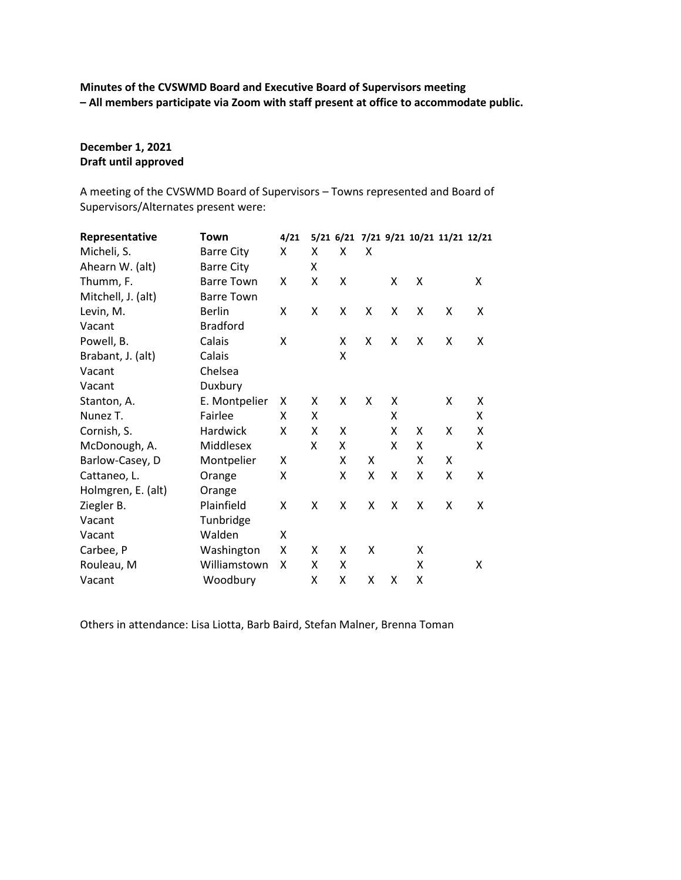**Minutes of the CVSWMD Board and Executive Board of Supervisors meeting**
**– All members participate via Zoom with staff present at office to accommodate public.**

**December 1, 2021**
**Draft until approved**

A meeting of the CVSWMD Board of Supervisors – Towns represented and Board of Supervisors/Alternates present were:

| Representative | Town | 4/21 | 5/21 | 6/21 | 7/21 | 9/21 | 10/21 | 11/21 | 12/21 |
|---|---|---|---|---|---|---|---|---|---|
| Micheli, S. | Barre City | X | X | X | X | | | | |
| Ahearn W. (alt) | Barre City | | X | | | | | | |
| Thumm, F. | Barre Town | X | X | X | | X | X | | X |
| Mitchell, J. (alt) | Barre Town | | | | | | | | |
| Levin, M. | Berlin | X | X | X | X | X | X | X | X |
| Vacant | Bradford | | | | | | | | |
| Powell, B. | Calais | X | | X | X | X | X | X | X |
| Brabant, J. (alt) | Calais | | | X | | | | | |
| Vacant | Chelsea | | | | | | | | |
| Vacant | Duxbury | | | | | | | | |
| Stanton, A. | E. Montpelier | X | X | X | X | X | | X | X |
| Nunez T. | Fairlee | X | X | | | X | | | X |
| Cornish, S. | Hardwick | X | X | X | | X | X | X | X |
| McDonough, A. | Middlesex | | X | X | | X | X | | X |
| Barlow-Casey, D | Montpelier | X | | X | X | | X | X | |
| Cattaneo, L. | Orange | X | | X | X | X | X | X | X |
| Holmgren, E. (alt) | Orange | | | | | | | | |
| Ziegler B. | Plainfield | X | X | X | X | X | X | X | X |
| Vacant | Tunbridge | | | | | | | | |
| Vacant | Walden | X | | | | | | | |
| Carbee, P | Washington | X | X | X | X | | X | | |
| Rouleau, M | Williamstown | X | X | X | | | X | | X |
| Vacant | Woodbury | | X | X | X | X | X | | |

Others in attendance: Lisa Liotta, Barb Baird, Stefan Malner, Brenna Toman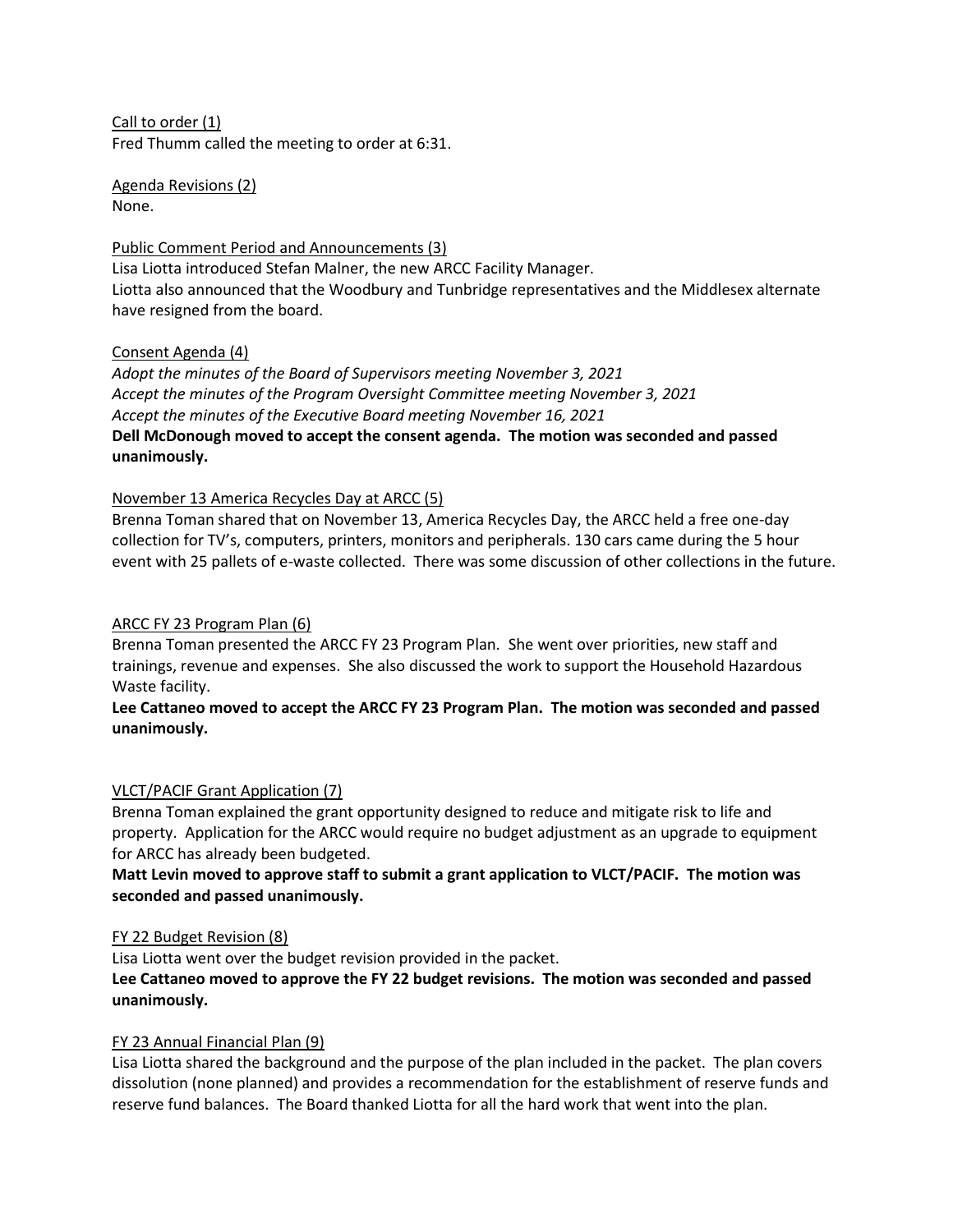Call to order (1)
Fred Thumm called the meeting to order at 6:31.

Agenda Revisions (2)
None.

Public Comment Period and Announcements (3)
Lisa Liotta introduced Stefan Malner, the new ARCC Facility Manager.
Liotta also announced that the Woodbury and Tunbridge representatives and the Middlesex alternate have resigned from the board.

Consent Agenda (4)
*Adopt the minutes of the Board of Supervisors meeting November 3, 2021*
*Accept the minutes of the Program Oversight Committee meeting November 3, 2021*
*Accept the minutes of the Executive Board meeting November 16, 2021*
**Dell McDonough moved to accept the consent agenda. The motion was seconded and passed unanimously.**

November 13 America Recycles Day at ARCC (5)
Brenna Toman shared that on November 13, America Recycles Day, the ARCC held a free one-day collection for TV's, computers, printers, monitors and peripherals. 130 cars came during the 5 hour event with 25 pallets of e-waste collected. There was some discussion of other collections in the future.

ARCC FY 23 Program Plan (6)
Brenna Toman presented the ARCC FY 23 Program Plan. She went over priorities, new staff and trainings, revenue and expenses. She also discussed the work to support the Household Hazardous Waste facility.
**Lee Cattaneo moved to accept the ARCC FY 23 Program Plan. The motion was seconded and passed unanimously.**

VLCT/PACIF Grant Application (7)
Brenna Toman explained the grant opportunity designed to reduce and mitigate risk to life and property. Application for the ARCC would require no budget adjustment as an upgrade to equipment for ARCC has already been budgeted.
**Matt Levin moved to approve staff to submit a grant application to VLCT/PACIF. The motion was seconded and passed unanimously.**

FY 22 Budget Revision (8)
Lisa Liotta went over the budget revision provided in the packet.
**Lee Cattaneo moved to approve the FY 22 budget revisions. The motion was seconded and passed unanimously.**

FY 23 Annual Financial Plan (9)
Lisa Liotta shared the background and the purpose of the plan included in the packet. The plan covers dissolution (none planned) and provides a recommendation for the establishment of reserve funds and reserve fund balances. The Board thanked Liotta for all the hard work that went into the plan.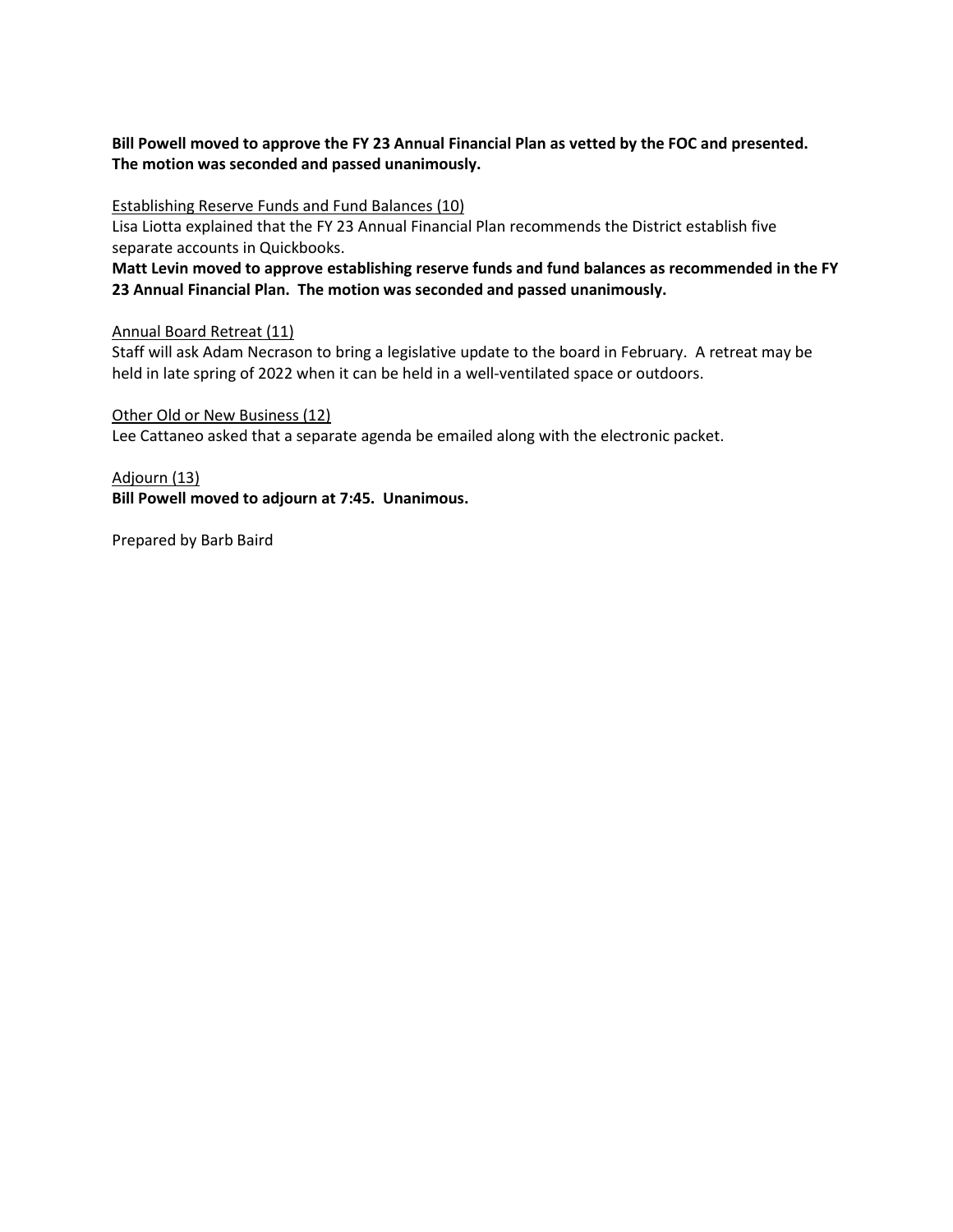**Bill Powell moved to approve the FY 23 Annual Financial Plan as vetted by the FOC and presented. The motion was seconded and passed unanimously.**

<u>Establishing Reserve Funds and Fund Balances (10)</u>
Lisa Liotta explained that the FY 23 Annual Financial Plan recommends the District establish five separate accounts in Quickbooks.
**Matt Levin moved to approve establishing reserve funds and fund balances as recommended in the FY 23 Annual Financial Plan. The motion was seconded and passed unanimously.**

<u>Annual Board Retreat (11)</u>
Staff will ask Adam Necrason to bring a legislative update to the board in February. A retreat may be held in late spring of 2022 when it can be held in a well-ventilated space or outdoors.

<u>Other Old or New Business (12)</u>
Lee Cattaneo asked that a separate agenda be emailed along with the electronic packet.

<u>Adjourn (13)</u>
**Bill Powell moved to adjourn at 7:45. Unanimous.**

Prepared by Barb Baird